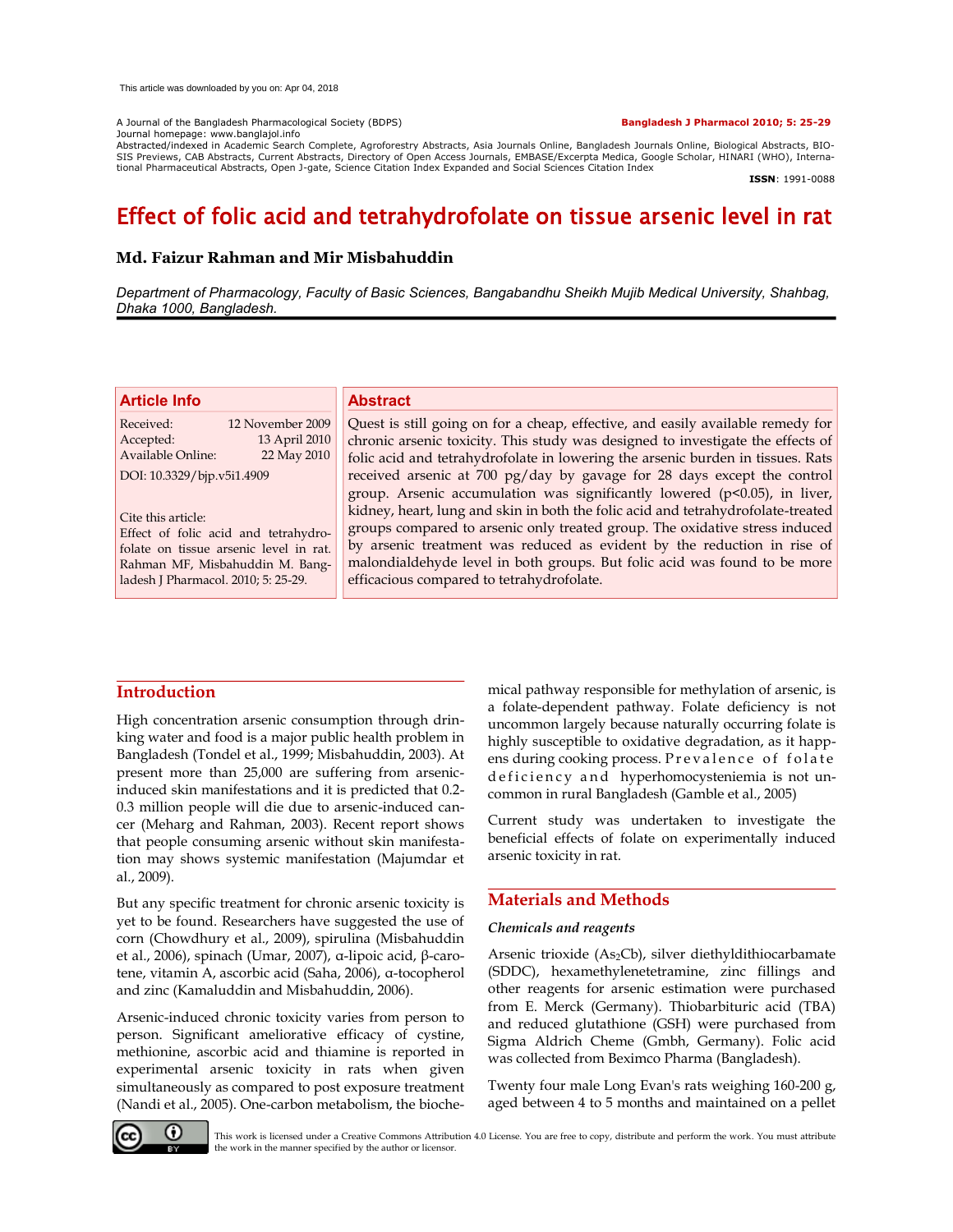This article was downloaded by you on: Apr 04, 2018

A Journal of the Bangladesh Pharmacological Society (BDPS)
Journal homepage: www.banglajol.info
Abstracted/indexed in Academic Search Complete, Agroforestry Abstracts, Asia Journals Online, Bangladesh Journals Online, Biological Abstracts, BIOSIS Previews, CAB Abstracts, Current Abstracts, Directory of Open Access Journals, EMBASE/Excerpta Medica, Google Scholar, HINARI (WHO), International Pharmaceutical Abstracts, Open J-gate, Science Citation Index Expanded and Social Sciences Citation Index

**Bangladesh J Pharmacol 2010; 5: 25-29**

**ISSN**: 1991-0088

# Effect of folic acid and tetrahydrofolate on tissue arsenic level in rat

**Md. Faizur Rahman and Mir Misbahuddin**

*Department of Pharmacology, Faculty of Basic Sciences, Bangabandhu Sheikh Mujib Medical University, Shahbag, Dhaka 1000, Bangladesh.*

## Article Info

Received: 12 November 2009
Accepted: 13 April 2010
Available Online: 22 May 2010

DOI: 10.3329/bjp.v5i1.4909

Cite this article:
Effect of folic acid and tetrahydrofolate on tissue arsenic level in rat. Rahman MF, Misbahuddin M. Bangladesh J Pharmacol. 2010; 5: 25-29.

## Abstract

Quest is still going on for a cheap, effective, and easily available remedy for chronic arsenic toxicity. This study was designed to investigate the effects of folic acid and tetrahydrofolate in lowering the arsenic burden in tissues. Rats received arsenic at 700 µg/day by gavage for 28 days except the control group. Arsenic accumulation was significantly lowered ($p<0.05$), in liver, kidney, heart, lung and skin in both the folic acid and tetrahydrofolate-treated groups compared to arsenic only treated group. The oxidative stress induced by arsenic treatment was reduced as evident by the reduction in rise of malondialdehyde level in both groups. But folic acid was found to be more efficacious compared to tetrahydrofolate.

## Introduction

High concentration arsenic consumption through drinking water and food is a major public health problem in Bangladesh (Tondel et al., 1999; Misbahuddin, 2003). At present more than 25,000 are suffering from arsenic-induced skin manifestations and it is predicted that 0.2-0.3 million people will die due to arsenic-induced cancer (Meharg and Rahman, 2003). Recent report shows that people consuming arsenic without skin manifestation may shows systemic manifestation (Majumdar et al., 2009).

But any specific treatment for chronic arsenic toxicity is yet to be found. Researchers have suggested the use of corn (Chowdhury et al., 2009), spirulina (Misbahuddin et al., 2006), spinach (Umar, 2007), α-lipoic acid, β-carotene, vitamin A, ascorbic acid (Saha, 2006), α-tocopherol and zinc (Kamaluddin and Misbahuddin, 2006).

Arsenic-induced chronic toxicity varies from person to person. Significant ameliorative efficacy of cystine, methionine, ascorbic acid and thiamine is reported in experimental arsenic toxicity in rats when given simultaneously as compared to post exposure treatment (Nandi et al., 2005). One-carbon metabolism, the biochemical pathway responsible for methylation of arsenic, is a folate-dependent pathway. Folate deficiency is not uncommon largely because naturally occurring folate is highly susceptible to oxidative degradation, as it happens during cooking process. Prevalence of folate deficiency and hyperhomocysteniemia is not uncommon in rural Bangladesh (Gamble et al., 2005)

Current study was undertaken to investigate the beneficial effects of folate on experimentally induced arsenic toxicity in rat.

## Materials and Methods

### *Chemicals and reagents*

Arsenic trioxide ($As_2O_3$), silver diethyldithiocarbamate (SDDC), hexamethylenetetramine, zinc fillings and other reagents for arsenic estimation were purchased from E. Merck (Germany). Thiobarbituric acid (TBA) and reduced glutathione (GSH) were purchased from Sigma Aldrich Cheme (Gmbh, Germany). Folic acid was collected from Beximco Pharma (Bangladesh).

Twenty four male Long Evan's rats weighing 160-200 g, aged between 4 to 5 months and maintained on a pellet

This work is licensed under a Creative Commons Attribution 4.0 License. You are free to copy, distribute and perform the work. You must attribute the work in the manner specified by the author or licensor.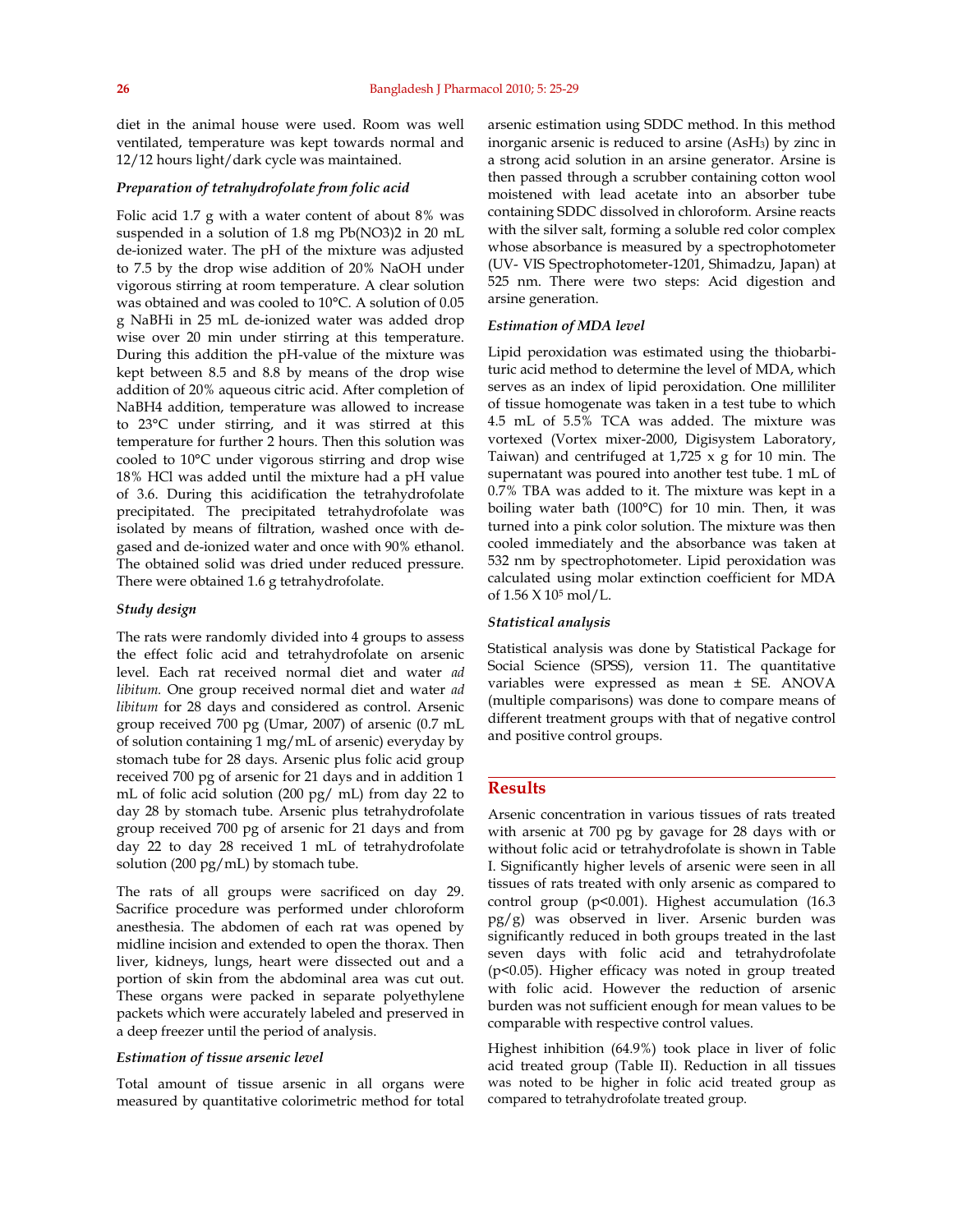diet in the animal house were used. Room was well ventilated, temperature was kept towards normal and 12/12 hours light/dark cycle was maintained.

### *Preparation of tetrahydrofolate from folic acid*

Folic acid 1.7 g with a water content of about 8% was suspended in a solution of 1.8 mg $Pb(NO_3)_2$ in 20 mL de-ionized water. The pH of the mixture was adjusted to 7.5 by the drop wise addition of 20% NaOH under vigorous stirring at room temperature. A clear solution was obtained and was cooled to 10°C. A solution of 0.05 g NaBHi in 25 mL de-ionized water was added drop wise over 20 min under stirring at this temperature. During this addition the pH-value of the mixture was kept between 8.5 and 8.8 by means of the drop wise addition of 20% aqueous citric acid. After completion of $NaBH_4$ addition, temperature was allowed to increase to 23°C under stirring, and it was stirred at this temperature for further 2 hours. Then this solution was cooled to 10°C under vigorous stirring and drop wise 18% HCl was added until the mixture had a pH value of 3.6. During this acidification the tetrahydrofolate precipitated. The precipitated tetrahydrofolate was isolated by means of filtration, washed once with de-gased and de-ionized water and once with 90% ethanol. The obtained solid was dried under reduced pressure. There were obtained 1.6 g tetrahydrofolate.

### *Study design*

The rats were randomly divided into 4 groups to assess the effect folic acid and tetrahydrofolate on arsenic level. Each rat received normal diet and water *ad libitum.* One group received normal diet and water *ad libitum* for 28 days and considered as control. Arsenic group received 700 pg (Umar, 2007) of arsenic (0.7 mL of solution containing 1 mg/mL of arsenic) everyday by stomach tube for 28 days. Arsenic plus folic acid group received 700 pg of arsenic for 21 days and in addition 1 mL of folic acid solution (200 pg/ mL) from day 22 to day 28 by stomach tube. Arsenic plus tetrahydrofolate group received 700 pg of arsenic for 21 days and from day 22 to day 28 received 1 mL of tetrahydrofolate solution (200 pg/mL) by stomach tube.

The rats of all groups were sacrificed on day 29. Sacrifice procedure was performed under chloroform anesthesia. The abdomen of each rat was opened by midline incision and extended to open the thorax. Then liver, kidneys, lungs, heart were dissected out and a portion of skin from the abdominal area was cut out. These organs were packed in separate polyethylene packets which were accurately labeled and preserved in a deep freezer until the period of analysis.

### *Estimation of tissue arsenic level*

Total amount of tissue arsenic in all organs were measured by quantitative colorimetric method for total arsenic estimation using SDDC method. In this method inorganic arsenic is reduced to arsine ($AsH_3$) by zinc in a strong acid solution in an arsine generator. Arsine is then passed through a scrubber containing cotton wool moistened with lead acetate into an absorber tube containing SDDC dissolved in chloroform. Arsine reacts with the silver salt, forming a soluble red color complex whose absorbance is measured by a spectrophotometer (UV- VIS Spectrophotometer-1201, Shimadzu, Japan) at 525 nm. There were two steps: Acid digestion and arsine generation.

### *Estimation of MDA level*

Lipid peroxidation was estimated using the thiobarbituric acid method to determine the level of MDA, which serves as an index of lipid peroxidation. One milliliter of tissue homogenate was taken in a test tube to which 4.5 mL of 5.5% TCA was added. The mixture was vortexed (Vortex mixer-2000, Digisystem Laboratory, Taiwan) and centrifuged at 1,725 x g for 10 min. The supernatant was poured into another test tube. 1 mL of 0.7% TBA was added to it. The mixture was kept in a boiling water bath (100°C) for 10 min. Then, it was turned into a pink color solution. The mixture was then cooled immediately and the absorbance was taken at 532 nm by spectrophotometer. Lipid peroxidation was calculated using molar extinction coefficient for MDA of $1.56 \times 10^5$ mol/L.

### *Statistical analysis*

Statistical analysis was done by Statistical Package for Social Science (SPSS), version 11. The quantitative variables were expressed as mean ± SE. ANOVA (multiple comparisons) was done to compare means of different treatment groups with that of negative control and positive control groups.

## Results

Arsenic concentration in various tissues of rats treated with arsenic at 700 pg by gavage for 28 days with or without folic acid or tetrahydrofolate is shown in Table I. Significantly higher levels of arsenic were seen in all tissues of rats treated with only arsenic as compared to control group ($p<0.001$). Highest accumulation (16.3 pg/g) was observed in liver. Arsenic burden was significantly reduced in both groups treated in the last seven days with folic acid and tetrahydrofolate ($p<0.05$). Higher efficacy was noted in group treated with folic acid. However the reduction of arsenic burden was not sufficient enough for mean values to be comparable with respective control values.

Highest inhibition (64.9%) took place in liver of folic acid treated group (Table II). Reduction in all tissues was noted to be higher in folic acid treated group as compared to tetrahydrofolate treated group.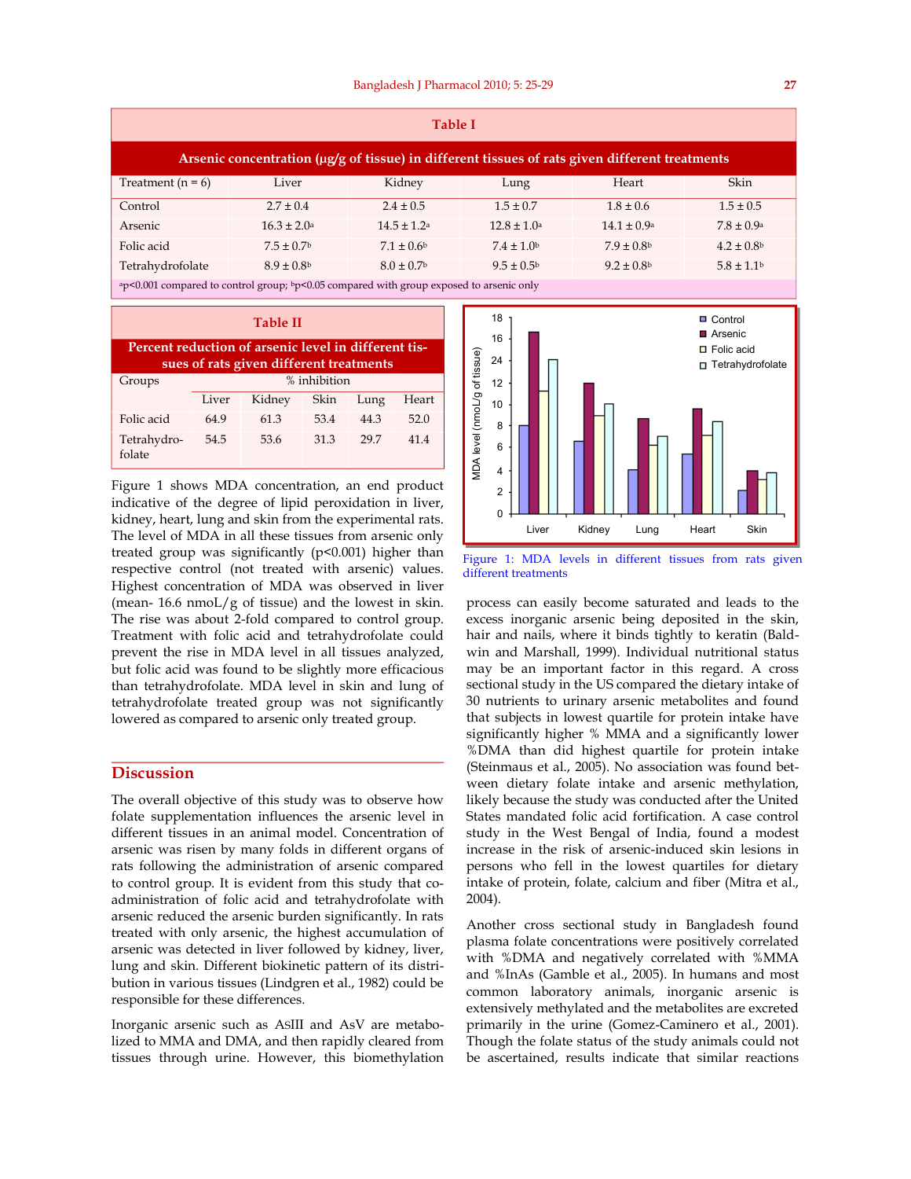**Table I**

**Arsenic concentration (μg/g of tissue) in different tissues of rats given different treatments**

| Treatment (n = 6) | Liver | Kidney | Lung | Heart | Skin |
|---|---|---|---|---|---|
| Control | 2.7 ± 0.4 | 2.4 ± 0.5 | 1.5 ± 0.7 | 1.8 ± 0.6 | 1.5 ± 0.5 |
| Arsenic | 16.3 ± 2.0[a] | 14.5 ± 1.2[a] | 12.8 ± 1.0[a] | 14.1 ± 0.9[a] | 7.8 ± 0.9[a] |
| Folic acid | 7.5 ± 0.7[b] | 7.1 ± 0.6[b] | 7.4 ± 1.0[b] | 7.9 ± 0.8[b] | 4.2 ± 0.8[b] |
| Tetrahydrofolate | 8.9 ± 0.8[b] | 8.0 ± 0.7[b] | 9.5 ± 0.5[b] | 9.2 ± 0.8[b] | 5.8 ± 1.1[b] |

[a]p<0.001 compared to control group; [b]p<0.05 compared with group exposed to arsenic only

**Table II**

**Percent reduction of arsenic level in different tissues of rats given different treatments**

| Groups | % inhibition | | | | |
|---|---|---|---|---|---|
| | Liver | Kidney | Skin | Lung | Heart |
| Folic acid | 64.9 | 61.3 | 53.4 | 44.3 | 52.0 |
| Tetrahydro-folate | 54.5 | 53.6 | 31.3 | 29.7 | 41.4 |

Figure 1 shows MDA concentration, an end product indicative of the degree of lipid peroxidation in liver, kidney, heart, lung and skin from the experimental rats. The level of MDA in all these tissues from arsenic only treated group was significantly (p<0.001) higher than respective control (not treated with arsenic) values. Highest concentration of MDA was observed in liver (mean- 16.6 nmoL/g of tissue) and the lowest in skin. The rise was about 2-fold compared to control group. Treatment with folic acid and tetrahydrofolate could prevent the rise in MDA level in all tissues analyzed, but folic acid was found to be slightly more efficacious than tetrahydrofolate. MDA level in skin and lung of tetrahydrofolate treated group was not significantly lowered as compared to arsenic only treated group.

Figure 1: MDA levels in different tissues from rats given different treatments

## Discussion

The overall objective of this study was to observe how folate supplementation influences the arsenic level in different tissues in an animal model. Concentration of arsenic was risen by many folds in different organs of rats following the administration of arsenic compared to control group. It is evident from this study that co-administration of folic acid and tetrahydrofolate with arsenic reduced the arsenic burden significantly. In rats treated with only arsenic, the highest accumulation of arsenic was detected in liver followed by kidney, liver, lung and skin. Different biokinetic pattern of its distribution in various tissues (Lindgren et al., 1982) could be responsible for these differences.

Inorganic arsenic such as AsIII and AsV are metabolized to MMA and DMA, and then rapidly cleared from tissues through urine. However, this biomethylation process can easily become saturated and leads to the excess inorganic arsenic being deposited in the skin, hair and nails, where it binds tightly to keratin (Baldwin and Marshall, 1999). Individual nutritional status may be an important factor in this regard. A cross sectional study in the US compared the dietary intake of 30 nutrients to urinary arsenic metabolites and found that subjects in lowest quartile for protein intake have significantly higher % MMA and a significantly lower %DMA than did highest quartile for protein intake (Steinmaus et al., 2005). No association was found between dietary folate intake and arsenic methylation, likely because the study was conducted after the United States mandated folic acid fortification. A case control study in the West Bengal of India, found a modest increase in the risk of arsenic-induced skin lesions in persons who fell in the lowest quartiles for dietary intake of protein, folate, calcium and fiber (Mitra et al., 2004).

Another cross sectional study in Bangladesh found plasma folate concentrations were positively correlated with %DMA and negatively correlated with %MMA and %InAs (Gamble et al., 2005). In humans and most common laboratory animals, inorganic arsenic is extensively methylated and the metabolites are excreted primarily in the urine (Gomez-Caminero et al., 2001). Though the folate status of the study animals could not be ascertained, results indicate that similar reactions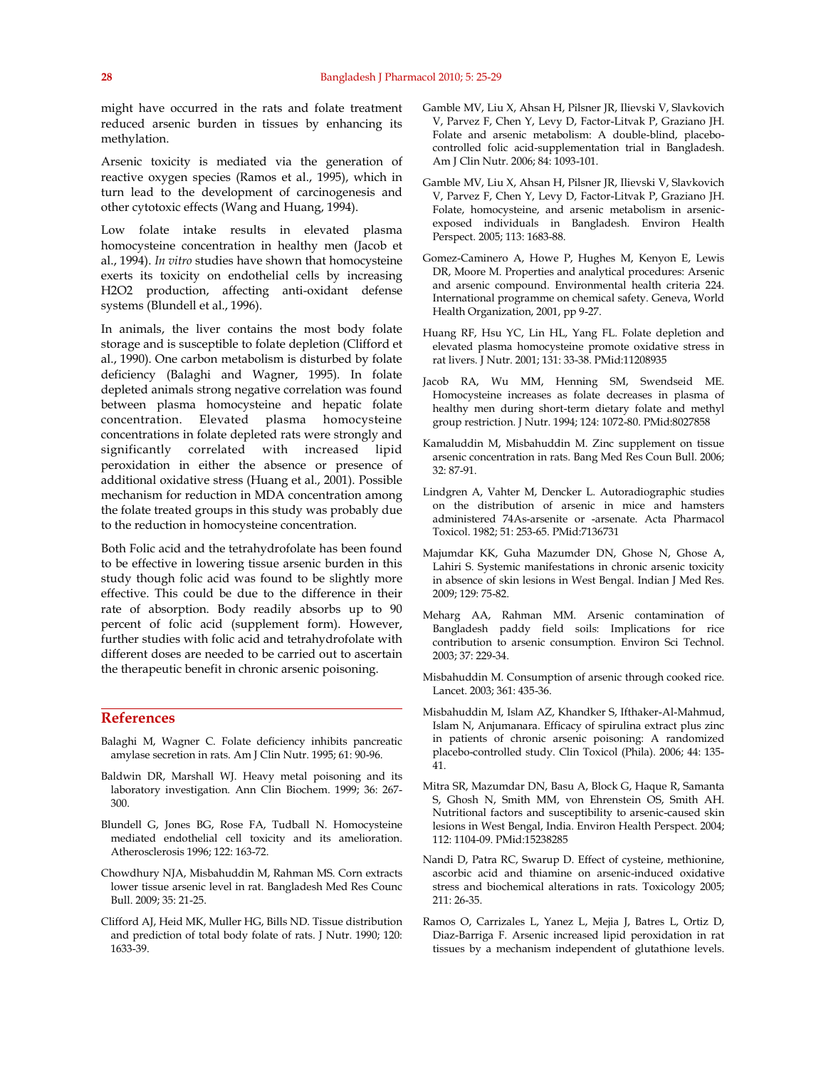might have occurred in the rats and folate treatment reduced arsenic burden in tissues by enhancing its methylation.

Arsenic toxicity is mediated via the generation of reactive oxygen species (Ramos et al., 1995), which in turn lead to the development of carcinogenesis and other cytotoxic effects (Wang and Huang, 1994).

Low folate intake results in elevated plasma homocysteine concentration in healthy men (Jacob et al., 1994). *In vitro* studies have shown that homocysteine exerts its toxicity on endothelial cells by increasing H2O2 production, affecting anti-oxidant defense systems (Blundell et al., 1996).

In animals, the liver contains the most body folate storage and is susceptible to folate depletion (Clifford et al., 1990). One carbon metabolism is disturbed by folate deficiency (Balaghi and Wagner, 1995). In folate depleted animals strong negative correlation was found between plasma homocysteine and hepatic folate concentration. Elevated plasma homocysteine concentrations in folate depleted rats were strongly and significantly correlated with increased lipid peroxidation in either the absence or presence of additional oxidative stress (Huang et al., 2001). Possible mechanism for reduction in MDA concentration among the folate treated groups in this study was probably due to the reduction in homocysteine concentration.

Both Folic acid and the tetrahydrofolate has been found to be effective in lowering tissue arsenic burden in this study though folic acid was found to be slightly more effective. This could be due to the difference in their rate of absorption. Body readily absorbs up to 90 percent of folic acid (supplement form). However, further studies with folic acid and tetrahydrofolate with different doses are needed to be carried out to ascertain the therapeutic benefit in chronic arsenic poisoning.

## References

Balaghi M, Wagner C. Folate deficiency inhibits pancreatic amylase secretion in rats. Am J Clin Nutr. 1995; 61: 90-96.

Baldwin DR, Marshall WJ. Heavy metal poisoning and its laboratory investigation. Ann Clin Biochem. 1999; 36: 267-300.

Blundell G, Jones BG, Rose FA, Tudball N. Homocysteine mediated endothelial cell toxicity and its amelioration. Atherosclerosis 1996; 122: 163-72.

Chowdhury NJA, Misbahuddin M, Rahman MS. Corn extracts lower tissue arsenic level in rat. Bangladesh Med Res Counc Bull. 2009; 35: 21-25.

Clifford AJ, Heid MK, Muller HG, Bills ND. Tissue distribution and prediction of total body folate of rats. J Nutr. 1990; 120: 1633-39.

Gamble MV, Liu X, Ahsan H, Pilsner JR, Ilievski V, Slavkovich V, Parvez F, Chen Y, Levy D, Factor-Litvak P, Graziano JH. Folate and arsenic metabolism: A double-blind, placebo-controlled folic acid-supplementation trial in Bangladesh. Am J Clin Nutr. 2006; 84: 1093-101.

Gamble MV, Liu X, Ahsan H, Pilsner JR, Ilievski V, Slavkovich V, Parvez F, Chen Y, Levy D, Factor-Litvak P, Graziano JH. Folate, homocysteine, and arsenic metabolism in arsenic-exposed individuals in Bangladesh. Environ Health Perspect. 2005; 113: 1683-88.

Gomez-Caminero A, Howe P, Hughes M, Kenyon E, Lewis DR, Moore M. Properties and analytical procedures: Arsenic and arsenic compound. Environmental health criteria 224. International programme on chemical safety. Geneva, World Health Organization, 2001, pp 9-27.

Huang RF, Hsu YC, Lin HL, Yang FL. Folate depletion and elevated plasma homocysteine promote oxidative stress in rat livers. J Nutr. 2001; 131: 33-38. PMid:11208935

Jacob RA, Wu MM, Henning SM, Swendseid ME. Homocysteine increases as folate decreases in plasma of healthy men during short-term dietary folate and methyl group restriction. J Nutr. 1994; 124: 1072-80. PMid:8027858

Kamaluddin M, Misbahuddin M. Zinc supplement on tissue arsenic concentration in rats. Bang Med Res Coun Bull. 2006; 32: 87-91.

Lindgren A, Vahter M, Dencker L. Autoradiographic studies on the distribution of arsenic in mice and hamsters administered 74As-arsenite or -arsenate. Acta Pharmacol Toxicol. 1982; 51: 253-65. PMid:7136731

Majumdar KK, Guha Mazumder DN, Ghose N, Ghose A, Lahiri S. Systemic manifestations in chronic arsenic toxicity in absence of skin lesions in West Bengal. Indian J Med Res. 2009; 129: 75-82.

Meharg AA, Rahman MM. Arsenic contamination of Bangladesh paddy field soils: Implications for rice contribution to arsenic consumption. Environ Sci Technol. 2003; 37: 229-34.

Misbahuddin M. Consumption of arsenic through cooked rice. Lancet. 2003; 361: 435-36.

Misbahuddin M, Islam AZ, Khandker S, Ifthaker-Al-Mahmud, Islam N, Anjumanara. Efficacy of spirulina extract plus zinc in patients of chronic arsenic poisoning: A randomized placebo-controlled study. Clin Toxicol (Phila). 2006; 44: 135-41.

Mitra SR, Mazumdar DN, Basu A, Block G, Haque R, Samanta S, Ghosh N, Smith MM, von Ehrenstein OS, Smith AH. Nutritional factors and susceptibility to arsenic-caused skin lesions in West Bengal, India. Environ Health Perspect. 2004; 112: 1104-09. PMid:15238285

Nandi D, Patra RC, Swarup D. Effect of cysteine, methionine, ascorbic acid and thiamine on arsenic-induced oxidative stress and biochemical alterations in rats. Toxicology 2005; 211: 26-35.

Ramos O, Carrizales L, Yanez L, Mejia J, Batres L, Ortiz D, Diaz-Barriga F. Arsenic increased lipid peroxidation in rat tissues by a mechanism independent of glutathione levels.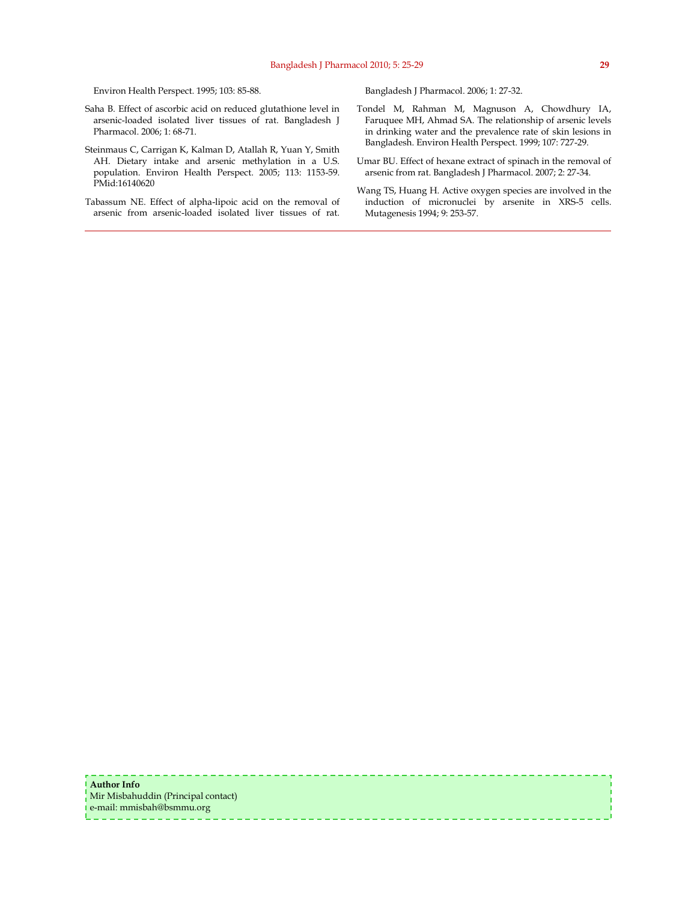Environ Health Perspect. 1995; 103: 85-88.

Saha B. Effect of ascorbic acid on reduced glutathione level in arsenic-loaded isolated liver tissues of rat. Bangladesh J Pharmacol. 2006; 1: 68-71.

Steinmaus C, Carrigan K, Kalman D, Atallah R, Yuan Y, Smith AH. Dietary intake and arsenic methylation in a U.S. population. Environ Health Perspect. 2005; 113: 1153-59. PMid:16140620

Tabassum NE. Effect of alpha-lipoic acid on the removal of arsenic from arsenic-loaded isolated liver tissues of rat. Bangladesh J Pharmacol. 2006; 1: 27-32.

Tondel M, Rahman M, Magnuson A, Chowdhury IA, Faruquee MH, Ahmad SA. The relationship of arsenic levels in drinking water and the prevalence rate of skin lesions in Bangladesh. Environ Health Perspect. 1999; 107: 727-29.

Umar BU. Effect of hexane extract of spinach in the removal of arsenic from rat. Bangladesh J Pharmacol. 2007; 2: 27-34.

Wang TS, Huang H. Active oxygen species are involved in the induction of micronuclei by arsenite in XRS-5 cells. Mutagenesis 1994; 9: 253-57.

**Author Info**
Mir Misbahuddin (Principal contact)
e-mail: mmisbah@bsmmu.org